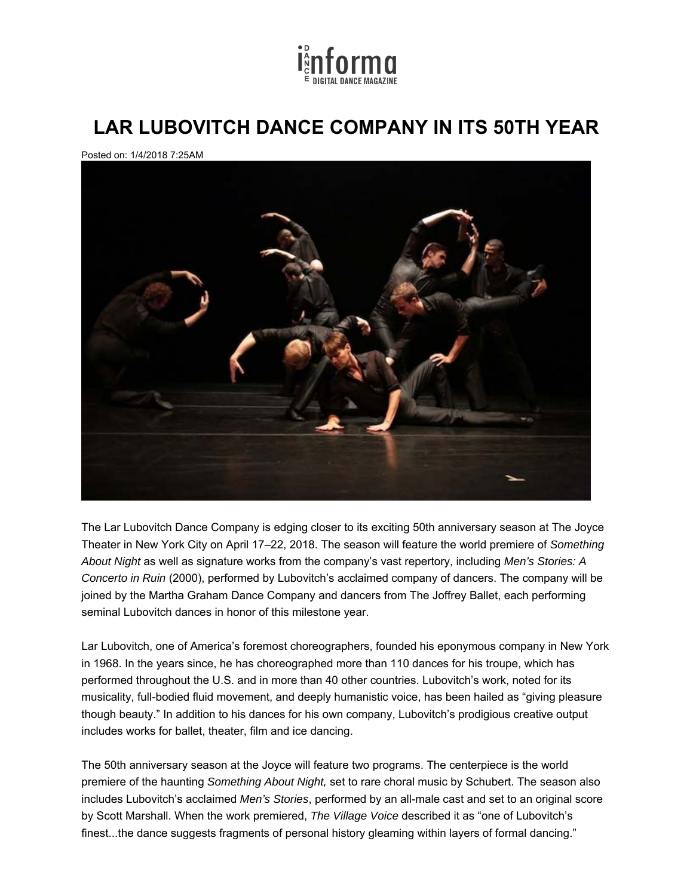# LAR LUBOVITCH DANCE COMPANY IN ITS 50TH YEAR

Posted on: 1/4/2018 7:25AM

The Lar Lubovitch Dance Company is edging closer to its exciting 50th anniversary season at The Joyce Theater in New York City on April 17–22, 2018. The season will feature the world premiere of *Something About Night* as well as signature works from the company's vast repertory, including *Men's Stories: A Concerto in Ruin* (2000), performed by Lubovitch's acclaimed company of dancers. The company will be joined by the Martha Graham Dance Company and dancers from The Joffrey Ballet, each performing seminal Lubovitch dances in honor of this milestone year.

Lar Lubovitch, one of America's foremost choreographers, founded his eponymous company in New York in 1968. In the years since, he has choreographed more than 110 dances for his troupe, which has performed throughout the U.S. and in more than 40 other countries. Lubovitch's work, noted for its musicality, full-bodied fluid movement, and deeply humanistic voice, has been hailed as "giving pleasure though beauty." In addition to his dances for his own company, Lubovitch's prodigious creative output includes works for ballet, theater, film and ice dancing.

The 50th anniversary season at the Joyce will feature two programs. The centerpiece is the world premiere of the haunting *Something About Night,* set to rare choral music by Schubert. The season also includes Lubovitch's acclaimed *Men's Stories*, performed by an all-male cast and set to an original score by Scott Marshall. When the work premiered, *The Village Voice* described it as "one of Lubovitch's finest...the dance suggests fragments of personal history gleaming within layers of formal dancing."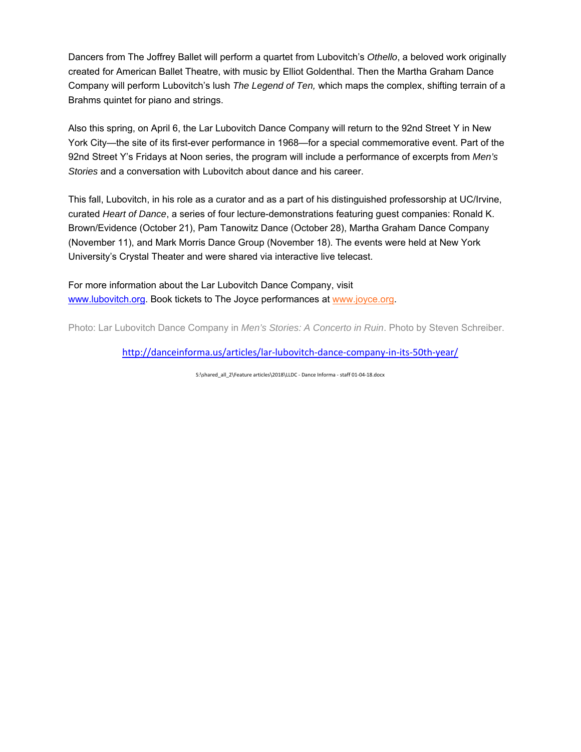Dancers from The Joffrey Ballet will perform a quartet from Lubovitch's *Othello*, a beloved work originally created for American Ballet Theatre, with music by Elliot Goldenthal. Then the Martha Graham Dance Company will perform Lubovitch's lush *The Legend of Ten,* which maps the complex, shifting terrain of a Brahms quintet for piano and strings.

Also this spring, on April 6, the Lar Lubovitch Dance Company will return to the 92nd Street Y in New York City—the site of its first-ever performance in 1968—for a special commemorative event. Part of the 92nd Street Y's Fridays at Noon series, the program will include a performance of excerpts from *Men's Stories* and a conversation with Lubovitch about dance and his career.

This fall, Lubovitch, in his role as a curator and as a part of his distinguished professorship at UC/Irvine, curated *Heart of Dance*, a series of four lecture-demonstrations featuring guest companies: Ronald K. Brown/Evidence (October 21), Pam Tanowitz Dance (October 28), Martha Graham Dance Company (November 11), and Mark Morris Dance Group (November 18). The events were held at New York University's Crystal Theater and were shared via interactive live telecast.

For more information about the Lar Lubovitch Dance Company, visit [www.lubovitch.org](http://www.lubovitch.org). Book tickets to The Joyce performances at [www.joyce.org](http://www.joyce.org).

Photo: Lar Lubovitch Dance Company in *Men's Stories: A Concerto in Ruin*. Photo by Steven Schreiber.

http://danceinforma.us/articles/lar-lubovitch-dance-company-in-its-50th-year/

S:\shared_all_2\Feature articles\2018\LLDC - Dance Informa - staff 01-04-18.docx